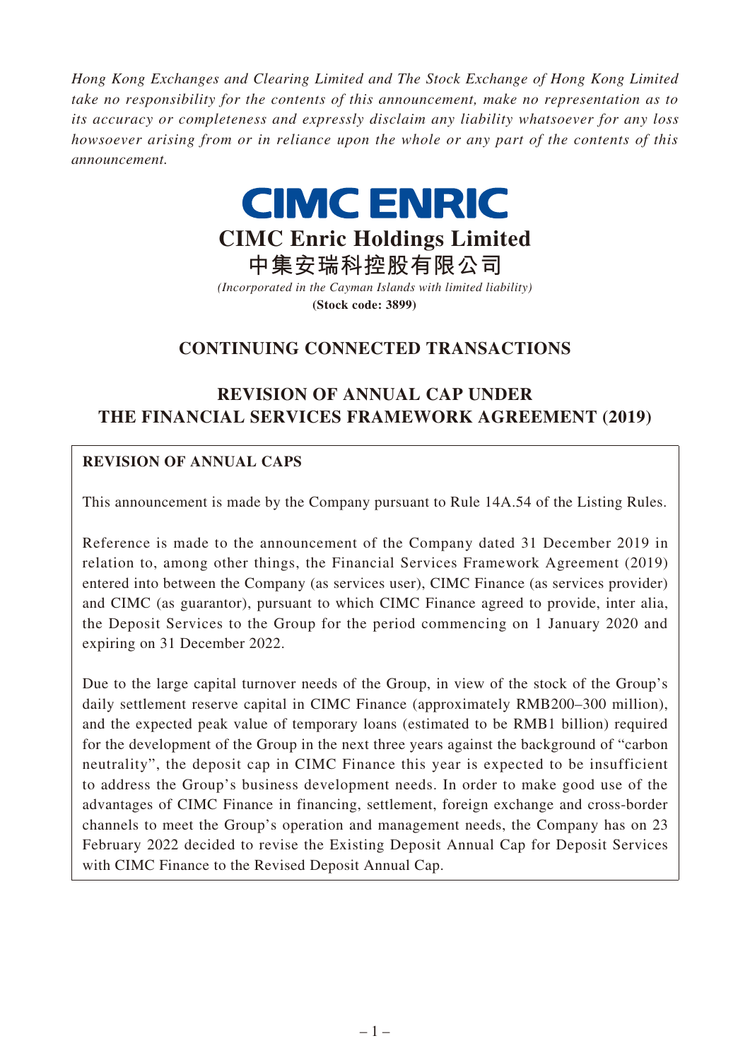*Hong Kong Exchanges and Clearing Limited and The Stock Exchange of Hong Kong Limited take no responsibility for the contents of this announcement, make no representation as to its accuracy or completeness and expressly disclaim any liability whatsoever for any loss howsoever arising from or in reliance upon the whole or any part of the contents of this announcement.*

# CIMC ENRIC

# CIMC Enric Holdings Limited

# 中集安瑞科控股有限公司

*(Incorporated in the Cayman Islands with limited liability)*

**(Stock code: 3899)**

## CONTINUING CONNECTED TRANSACTIONS

## REVISION OF ANNUAL CAP UNDER THE FINANCIAL SERVICES FRAMEWORK AGREEMENT (2019)

**REVISION OF ANNUAL CAPS**

This announcement is made by the Company pursuant to Rule 14A.54 of the Listing Rules.

Reference is made to the announcement of the Company dated 31 December 2019 in relation to, among other things, the Financial Services Framework Agreement (2019) entered into between the Company (as services user), CIMC Finance (as services provider) and CIMC (as guarantor), pursuant to which CIMC Finance agreed to provide, inter alia, the Deposit Services to the Group for the period commencing on 1 January 2020 and expiring on 31 December 2022.

Due to the large capital turnover needs of the Group, in view of the stock of the Group's daily settlement reserve capital in CIMC Finance (approximately RMB200–300 million), and the expected peak value of temporary loans (estimated to be RMB1 billion) required for the development of the Group in the next three years against the background of "carbon neutrality", the deposit cap in CIMC Finance this year is expected to be insufficient to address the Group's business development needs. In order to make good use of the advantages of CIMC Finance in financing, settlement, foreign exchange and cross-border channels to meet the Group's operation and management needs, the Company has on 23 February 2022 decided to revise the Existing Deposit Annual Cap for Deposit Services with CIMC Finance to the Revised Deposit Annual Cap.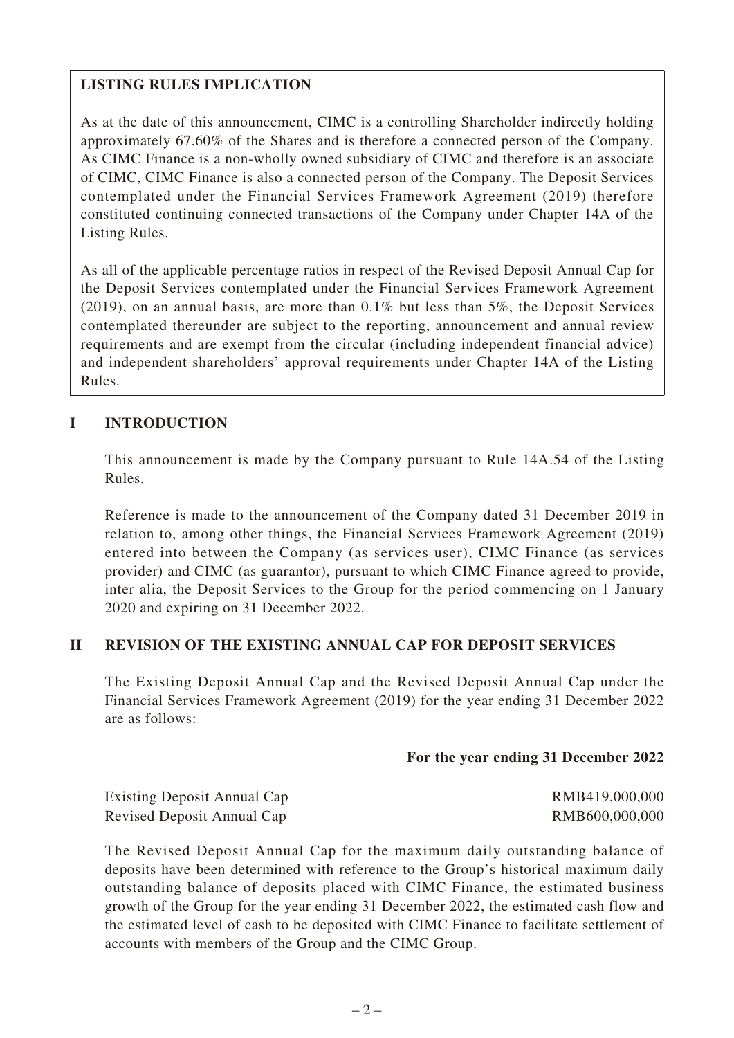**LISTING RULES IMPLICATION**

As at the date of this announcement, CIMC is a controlling Shareholder indirectly holding approximately 67.60% of the Shares and is therefore a connected person of the Company. As CIMC Finance is a non-wholly owned subsidiary of CIMC and therefore is an associate of CIMC, CIMC Finance is also a connected person of the Company. The Deposit Services contemplated under the Financial Services Framework Agreement (2019) therefore constituted continuing connected transactions of the Company under Chapter 14A of the Listing Rules.

As all of the applicable percentage ratios in respect of the Revised Deposit Annual Cap for the Deposit Services contemplated under the Financial Services Framework Agreement (2019), on an annual basis, are more than 0.1% but less than 5%, the Deposit Services contemplated thereunder are subject to the reporting, announcement and annual review requirements and are exempt from the circular (including independent financial advice) and independent shareholders' approval requirements under Chapter 14A of the Listing Rules.

## I INTRODUCTION

This announcement is made by the Company pursuant to Rule 14A.54 of the Listing Rules.

Reference is made to the announcement of the Company dated 31 December 2019 in relation to, among other things, the Financial Services Framework Agreement (2019) entered into between the Company (as services user), CIMC Finance (as services provider) and CIMC (as guarantor), pursuant to which CIMC Finance agreed to provide, inter alia, the Deposit Services to the Group for the period commencing on 1 January 2020 and expiring on 31 December 2022.

## II REVISION OF THE EXISTING ANNUAL CAP FOR DEPOSIT SERVICES

The Existing Deposit Annual Cap and the Revised Deposit Annual Cap under the Financial Services Framework Agreement (2019) for the year ending 31 December 2022 are as follows:

| | For the year ending 31 December 2022 |
|---|---|
| Existing Deposit Annual Cap | RMB419,000,000 |
| Revised Deposit Annual Cap | RMB600,000,000 |

The Revised Deposit Annual Cap for the maximum daily outstanding balance of deposits have been determined with reference to the Group's historical maximum daily outstanding balance of deposits placed with CIMC Finance, the estimated business growth of the Group for the year ending 31 December 2022, the estimated cash flow and the estimated level of cash to be deposited with CIMC Finance to facilitate settlement of accounts with members of the Group and the CIMC Group.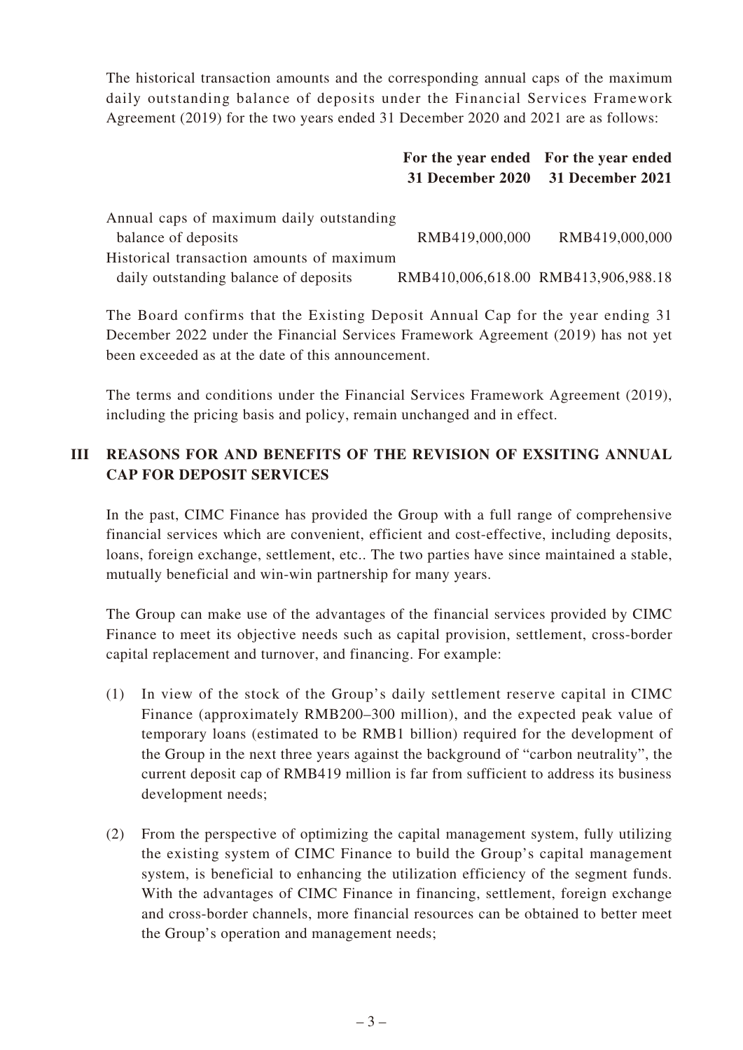The historical transaction amounts and the corresponding annual caps of the maximum daily outstanding balance of deposits under the Financial Services Framework Agreement (2019) for the two years ended 31 December 2020 and 2021 are as follows:

| | For the year ended 31 December 2020 | For the year ended 31 December 2021 |
|---|---|---|
| Annual caps of maximum daily outstanding balance of deposits | RMB419,000,000 | RMB419,000,000 |
| Historical transaction amounts of maximum daily outstanding balance of deposits | RMB410,006,618.00 | RMB413,906,988.18 |

The Board confirms that the Existing Deposit Annual Cap for the year ending 31 December 2022 under the Financial Services Framework Agreement (2019) has not yet been exceeded as at the date of this announcement.

The terms and conditions under the Financial Services Framework Agreement (2019), including the pricing basis and policy, remain unchanged and in effect.

## III REASONS FOR AND BENEFITS OF THE REVISION OF EXSITING ANNUAL CAP FOR DEPOSIT SERVICES

In the past, CIMC Finance has provided the Group with a full range of comprehensive financial services which are convenient, efficient and cost-effective, including deposits, loans, foreign exchange, settlement, etc.. The two parties have since maintained a stable, mutually beneficial and win-win partnership for many years.

The Group can make use of the advantages of the financial services provided by CIMC Finance to meet its objective needs such as capital provision, settlement, cross-border capital replacement and turnover, and financing. For example:

(1) In view of the stock of the Group's daily settlement reserve capital in CIMC Finance (approximately RMB200–300 million), and the expected peak value of temporary loans (estimated to be RMB1 billion) required for the development of the Group in the next three years against the background of "carbon neutrality", the current deposit cap of RMB419 million is far from sufficient to address its business development needs;

(2) From the perspective of optimizing the capital management system, fully utilizing the existing system of CIMC Finance to build the Group's capital management system, is beneficial to enhancing the utilization efficiency of the segment funds. With the advantages of CIMC Finance in financing, settlement, foreign exchange and cross-border channels, more financial resources can be obtained to better meet the Group's operation and management needs;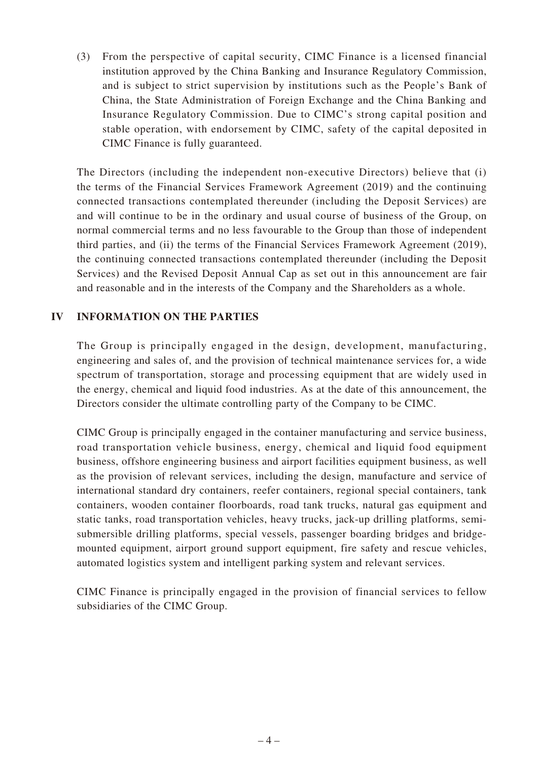(3) From the perspective of capital security, CIMC Finance is a licensed financial institution approved by the China Banking and Insurance Regulatory Commission, and is subject to strict supervision by institutions such as the People's Bank of China, the State Administration of Foreign Exchange and the China Banking and Insurance Regulatory Commission. Due to CIMC's strong capital position and stable operation, with endorsement by CIMC, safety of the capital deposited in CIMC Finance is fully guaranteed.

The Directors (including the independent non-executive Directors) believe that (i) the terms of the Financial Services Framework Agreement (2019) and the continuing connected transactions contemplated thereunder (including the Deposit Services) are and will continue to be in the ordinary and usual course of business of the Group, on normal commercial terms and no less favourable to the Group than those of independent third parties, and (ii) the terms of the Financial Services Framework Agreement (2019), the continuing connected transactions contemplated thereunder (including the Deposit Services) and the Revised Deposit Annual Cap as set out in this announcement are fair and reasonable and in the interests of the Company and the Shareholders as a whole.

## IV INFORMATION ON THE PARTIES

The Group is principally engaged in the design, development, manufacturing, engineering and sales of, and the provision of technical maintenance services for, a wide spectrum of transportation, storage and processing equipment that are widely used in the energy, chemical and liquid food industries. As at the date of this announcement, the Directors consider the ultimate controlling party of the Company to be CIMC.

CIMC Group is principally engaged in the container manufacturing and service business, road transportation vehicle business, energy, chemical and liquid food equipment business, offshore engineering business and airport facilities equipment business, as well as the provision of relevant services, including the design, manufacture and service of international standard dry containers, reefer containers, regional special containers, tank containers, wooden container floorboards, road tank trucks, natural gas equipment and static tanks, road transportation vehicles, heavy trucks, jack-up drilling platforms, semi-submersible drilling platforms, special vessels, passenger boarding bridges and bridge-mounted equipment, airport ground support equipment, fire safety and rescue vehicles, automated logistics system and intelligent parking system and relevant services.

CIMC Finance is principally engaged in the provision of financial services to fellow subsidiaries of the CIMC Group.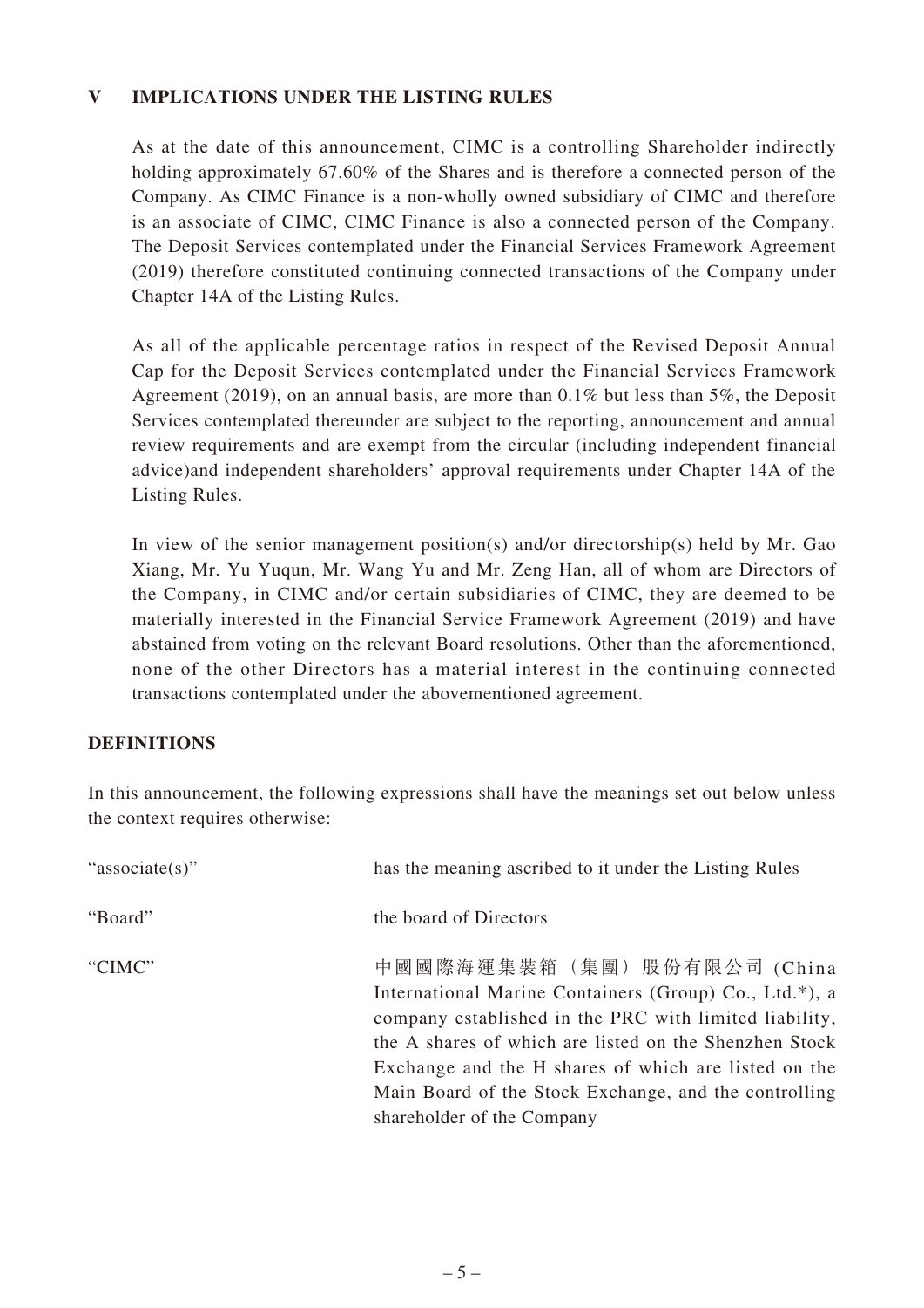## V IMPLICATIONS UNDER THE LISTING RULES

As at the date of this announcement, CIMC is a controlling Shareholder indirectly holding approximately 67.60% of the Shares and is therefore a connected person of the Company. As CIMC Finance is a non-wholly owned subsidiary of CIMC and therefore is an associate of CIMC, CIMC Finance is also a connected person of the Company. The Deposit Services contemplated under the Financial Services Framework Agreement (2019) therefore constituted continuing connected transactions of the Company under Chapter 14A of the Listing Rules.

As all of the applicable percentage ratios in respect of the Revised Deposit Annual Cap for the Deposit Services contemplated under the Financial Services Framework Agreement (2019), on an annual basis, are more than 0.1% but less than 5%, the Deposit Services contemplated thereunder are subject to the reporting, announcement and annual review requirements and are exempt from the circular (including independent financial advice)and independent shareholders' approval requirements under Chapter 14A of the Listing Rules.

In view of the senior management position(s) and/or directorship(s) held by Mr. Gao Xiang, Mr. Yu Yuqun, Mr. Wang Yu and Mr. Zeng Han, all of whom are Directors of the Company, in CIMC and/or certain subsidiaries of CIMC, they are deemed to be materially interested in the Financial Service Framework Agreement (2019) and have abstained from voting on the relevant Board resolutions. Other than the aforementioned, none of the other Directors has a material interest in the continuing connected transactions contemplated under the abovementioned agreement.

## DEFINITIONS

In this announcement, the following expressions shall have the meanings set out below unless the context requires otherwise:

| | |
|---|---|
| "associate(s)" | has the meaning ascribed to it under the Listing Rules |
| "Board" | the board of Directors |
| "CIMC" | 中國國際海運集裝箱（集團）股份有限公司 (China International Marine Containers (Group) Co., Ltd.*), a company established in the PRC with limited liability, the A shares of which are listed on the Shenzhen Stock Exchange and the H shares of which are listed on the Main Board of the Stock Exchange, and the controlling shareholder of the Company |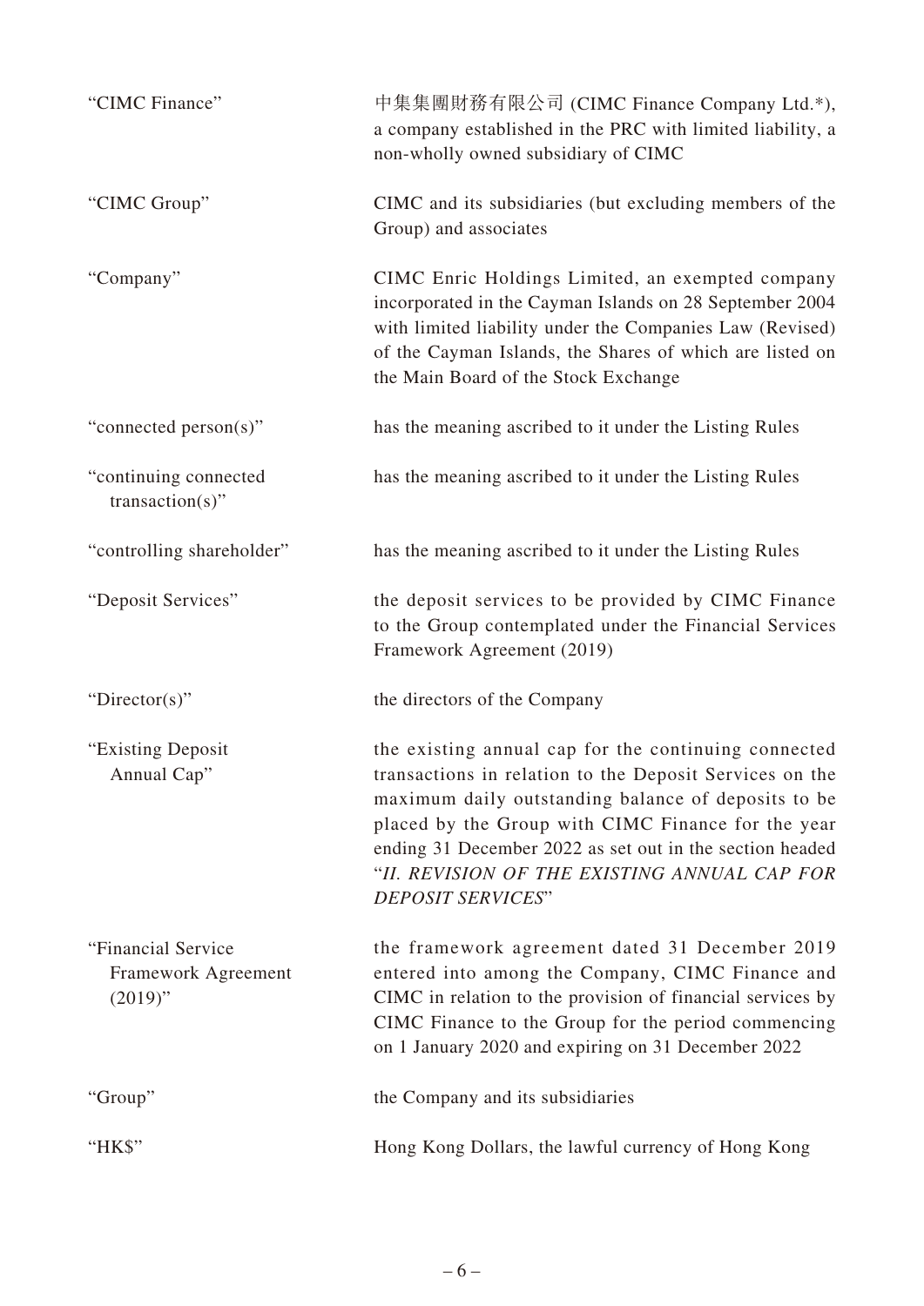| | |
|---|---|
| "CIMC Finance" | 中集集團財務有限公司 (CIMC Finance Company Ltd.*), a company established in the PRC with limited liability, a non-wholly owned subsidiary of CIMC |
| "CIMC Group" | CIMC and its subsidiaries (but excluding members of the Group) and associates |
| "Company" | CIMC Enric Holdings Limited, an exempted company incorporated in the Cayman Islands on 28 September 2004 with limited liability under the Companies Law (Revised) of the Cayman Islands, the Shares of which are listed on the Main Board of the Stock Exchange |
| "connected person(s)" | has the meaning ascribed to it under the Listing Rules |
| "continuing connected transaction(s)" | has the meaning ascribed to it under the Listing Rules |
| "controlling shareholder" | has the meaning ascribed to it under the Listing Rules |
| "Deposit Services" | the deposit services to be provided by CIMC Finance to the Group contemplated under the Financial Services Framework Agreement (2019) |
| "Director(s)" | the directors of the Company |
| "Existing Deposit Annual Cap" | the existing annual cap for the continuing connected transactions in relation to the Deposit Services on the maximum daily outstanding balance of deposits to be placed by the Group with CIMC Finance for the year ending 31 December 2022 as set out in the section headed "*II. REVISION OF THE EXISTING ANNUAL CAP FOR DEPOSIT SERVICES*" |
| "Financial Service Framework Agreement (2019)" | the framework agreement dated 31 December 2019 entered into among the Company, CIMC Finance and CIMC in relation to the provision of financial services by CIMC Finance to the Group for the period commencing on 1 January 2020 and expiring on 31 December 2022 |
| "Group" | the Company and its subsidiaries |
| "HK$" | Hong Kong Dollars, the lawful currency of Hong Kong |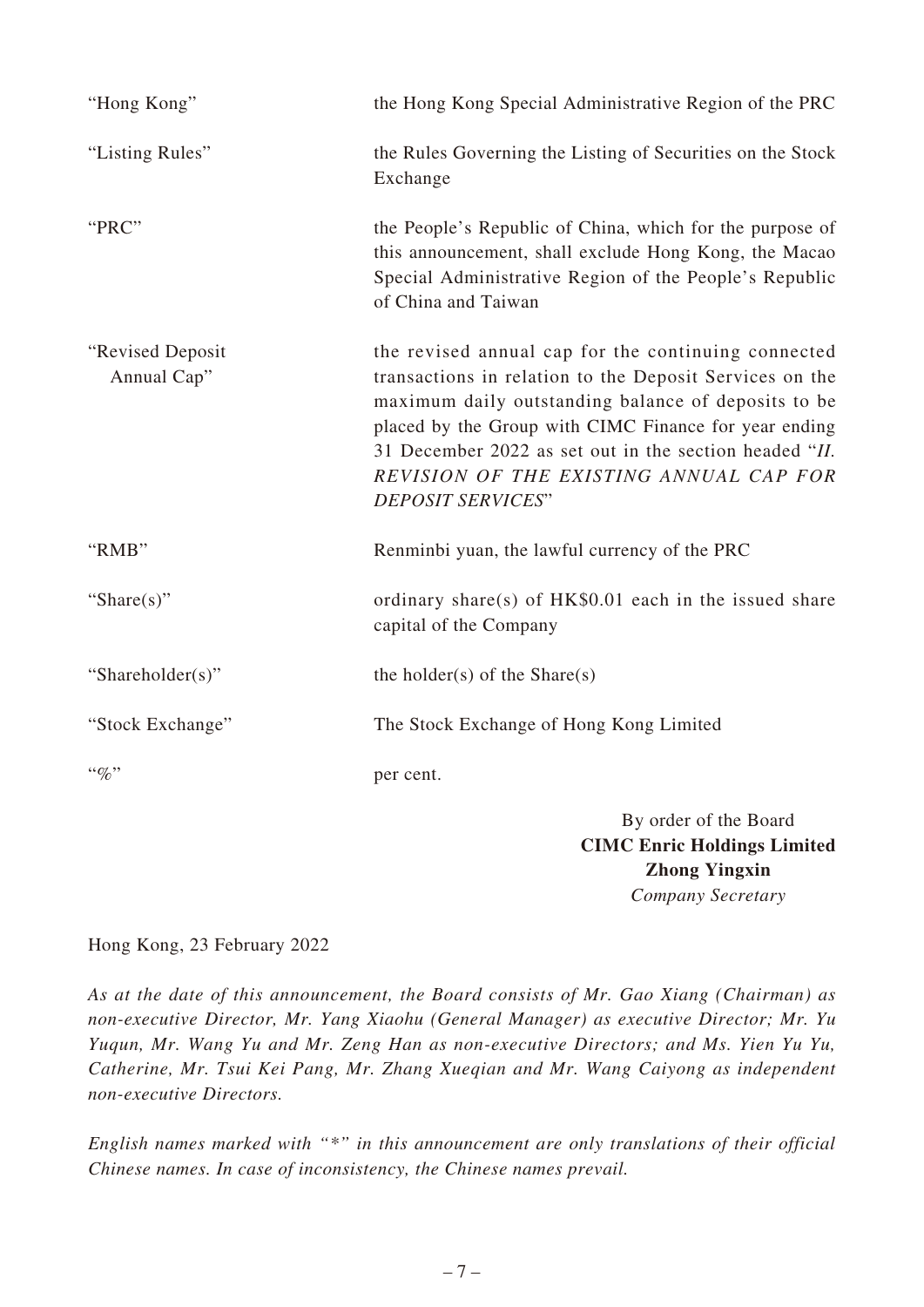| | |
|---|---|
| "Hong Kong" | the Hong Kong Special Administrative Region of the PRC |
| "Listing Rules" | the Rules Governing the Listing of Securities on the Stock Exchange |
| "PRC" | the People's Republic of China, which for the purpose of this announcement, shall exclude Hong Kong, the Macao Special Administrative Region of the People's Republic of China and Taiwan |
| "Revised Deposit Annual Cap" | the revised annual cap for the continuing connected transactions in relation to the Deposit Services on the maximum daily outstanding balance of deposits to be placed by the Group with CIMC Finance for year ending 31 December 2022 as set out in the section headed "*II. REVISION OF THE EXISTING ANNUAL CAP FOR DEPOSIT SERVICES*" |
| "RMB" | Renminbi yuan, the lawful currency of the PRC |
| "Share(s)" | ordinary share(s) of HK$0.01 each in the issued share capital of the Company |
| "Shareholder(s)" | the holder(s) of the Share(s) |
| "Stock Exchange" | The Stock Exchange of Hong Kong Limited |
| "%" | per cent. |

By order of the Board
**CIMC Enric Holdings Limited**
**Zhong Yingxin**
*Company Secretary*

Hong Kong, 23 February 2022

*As at the date of this announcement, the Board consists of Mr. Gao Xiang (Chairman) as non-executive Director, Mr. Yang Xiaohu (General Manager) as executive Director; Mr. Yu Yuqun, Mr. Wang Yu and Mr. Zeng Han as non-executive Directors; and Ms. Yien Yu Yu, Catherine, Mr. Tsui Kei Pang, Mr. Zhang Xueqian and Mr. Wang Caiyong as independent non-executive Directors.*

*English names marked with "*" in this announcement are only translations of their official Chinese names. In case of inconsistency, the Chinese names prevail.*